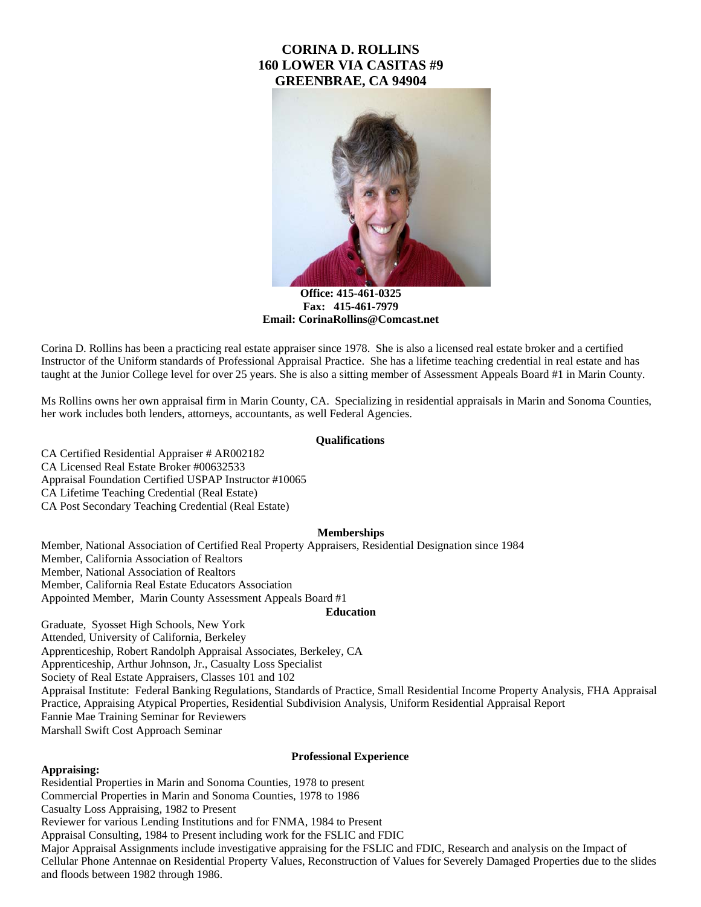# CORINA D. ROLLINS
## 160 LOWER VIA CASITAS #9
## GREENBRAE, CA 94904

**Office: 415-461-0325**
**Fax: 415-461-7979**
**Email: CorinaRollins@Comcast.net**

Corina D. Rollins has been a practicing real estate appraiser since 1978. She is also a licensed real estate broker and a certified Instructor of the Uniform standards of Professional Appraisal Practice. She has a lifetime teaching credential in real estate and has taught at the Junior College level for over 25 years. She is also a sitting member of Assessment Appeals Board #1 in Marin County.

Ms Rollins owns her own appraisal firm in Marin County, CA. Specializing in residential appraisals in Marin and Sonoma Counties, her work includes both lenders, attorneys, accountants, as well Federal Agencies.

### Qualifications

CA Certified Residential Appraiser # AR002182
CA Licensed Real Estate Broker #00632533
Appraisal Foundation Certified USPAP Instructor #10065
CA Lifetime Teaching Credential (Real Estate)
CA Post Secondary Teaching Credential (Real Estate)

### Memberships

Member, National Association of Certified Real Property Appraisers, Residential Designation since 1984
Member, California Association of Realtors
Member, National Association of Realtors
Member, California Real Estate Educators Association
Appointed Member, Marin County Assessment Appeals Board #1

### Education

Graduate, Syosset High Schools, New York
Attended, University of California, Berkeley
Apprenticeship, Robert Randolph Appraisal Associates, Berkeley, CA
Apprenticeship, Arthur Johnson, Jr., Casualty Loss Specialist
Society of Real Estate Appraisers, Classes 101 and 102
Appraisal Institute: Federal Banking Regulations, Standards of Practice, Small Residential Income Property Analysis, FHA Appraisal Practice, Appraising Atypical Properties, Residential Subdivision Analysis, Uniform Residential Appraisal Report
Fannie Mae Training Seminar for Reviewers
Marshall Swift Cost Approach Seminar

### Professional Experience

**Appraising:**

Residential Properties in Marin and Sonoma Counties, 1978 to present
Commercial Properties in Marin and Sonoma Counties, 1978 to 1986
Casualty Loss Appraising, 1982 to Present
Reviewer for various Lending Institutions and for FNMA, 1984 to Present
Appraisal Consulting, 1984 to Present including work for the FSLIC and FDIC
Major Appraisal Assignments include investigative appraising for the FSLIC and FDIC, Research and analysis on the Impact of Cellular Phone Antennae on Residential Property Values, Reconstruction of Values for Severely Damaged Properties due to the slides and floods between 1982 through 1986.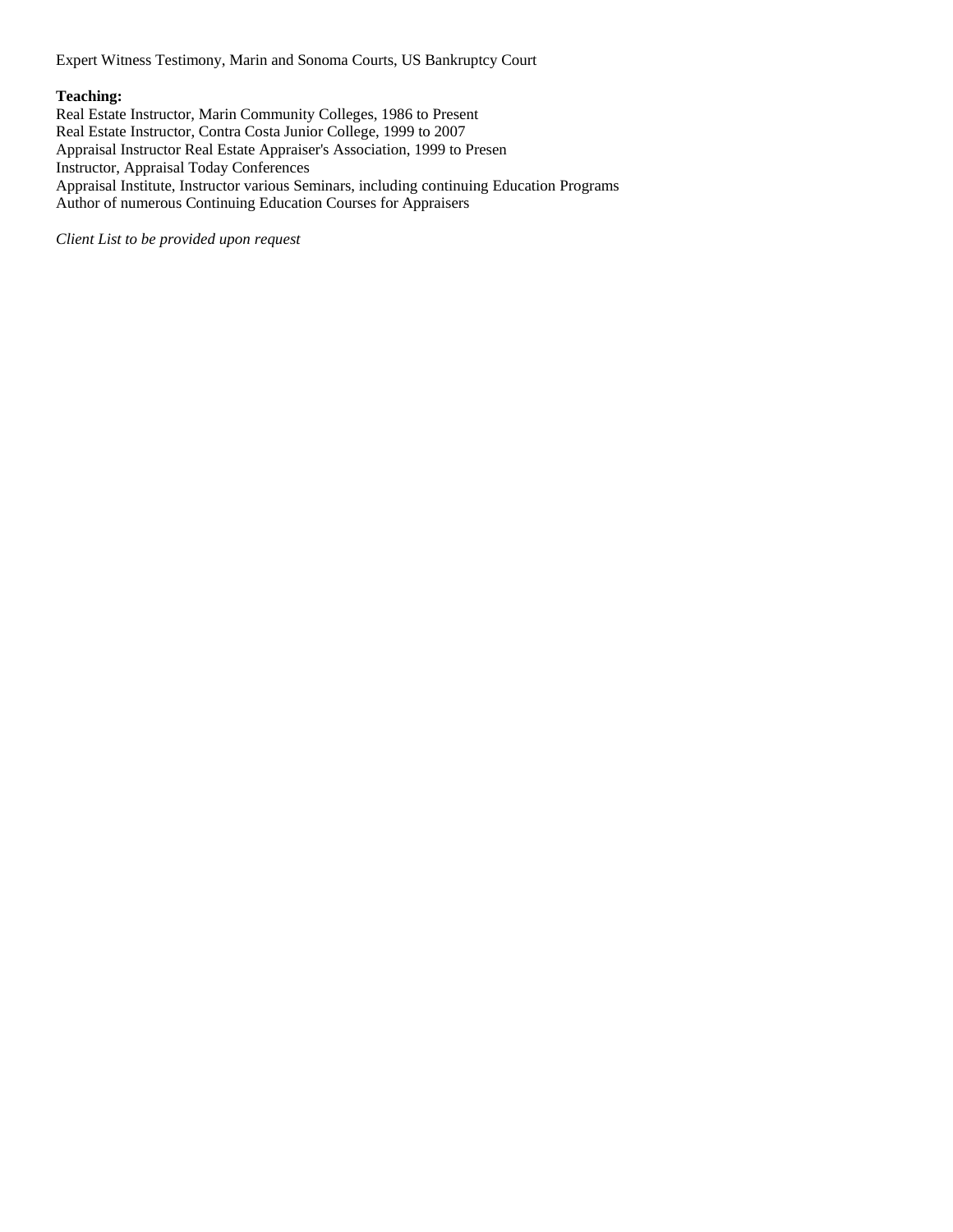Expert Witness Testimony, Marin and Sonoma Courts, US Bankruptcy Court

**Teaching:**
Real Estate Instructor, Marin Community Colleges, 1986 to Present
Real Estate Instructor, Contra Costa Junior College, 1999 to 2007
Appraisal Instructor Real Estate Appraiser's Association, 1999 to Presen
Instructor, Appraisal Today Conferences
Appraisal Institute, Instructor various Seminars, including continuing Education Programs
Author of numerous Continuing Education Courses for Appraisers

*Client List to be provided upon request*